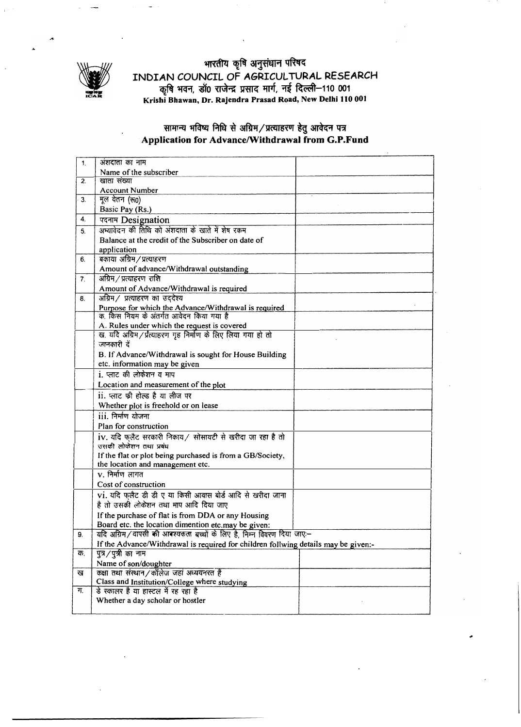# भारतीय कृषि अनुसंधान परिषद
# INDIAN COUNCIL OF AGRICULTURAL RESEARCH
कृषि भवन, डॉ0 राजेन्द्र प्रसाद मार्ग, नई दिल्ली–110 001
**Krishi Bhawan, Dr. Rajendra Prasad Road, New Delhi 110 001**

## सामान्य भविष्य निधि से अग्रिम/प्रत्याहरण हेतु आवेदन पत्र
## Application for Advance/Withdrawal from G.P.Fund

| | | |
|---|---|---|
| 1. | अंशदाता का नाम<br>Name of the subscriber | |
| 2. | खाता संख्या<br>Account Number | |
| 3. | मूल वेतन (रू0)<br>Basic Pay (Rs.) | |
| 4. | पदनाम Designation | |
| 5. | अभ्यावेदन की तिथि को अंशदाता के खाते में शेष रकम<br>Balance at the credit of the Subscriber on date of application | |
| 6. | बकाया अग्रिम/प्रत्याहरण<br>Amount of advance/Withdrawal outstanding | |
| 7. | अग्रिम/प्रत्याहरण राशि<br>Amount of Advance/Withdrawal is required | |
| 8. | अग्रिम/ प्रत्याहरण का उद्देश्य<br>Purpose for which the Advance/Withdrawal is required | |
| | क. किस नियम के अंतर्गत आवेदन किया गया है<br>A. Rules under which the request is covered | |
| | ख. यदि अग्रिम/प्रत्याहरण गृह निर्माण के लिए लिया गया हो तो जानकारी दें<br>B. If Advance/Withdrawal is sought for House Building etc. information may be given | |
| | i. प्लाट की लोकेशन व माप<br>Location and measurement of the plot | |
| | ii. प्लाट फ्री होल्ड है या लीज पर<br>Whether plot is freehold or on lease | |
| | iii. निर्माण योजना<br>Plan for construction | |
| | iv. यदि फ्लैट सरकारी निकाय/ सोसायटी से खरीदा जा रहा है तो उसकी लोकेशन तथा प्रबंध<br>If the flat or plot being purchased is from a GB/Society, the location and management etc. | |
| | v. निर्माण लागत<br>Cost of construction | |
| | vi. यदि फ्लैट डी डी ए या किसी आवास बोर्ड आदि से खरीदा जाना है तो उसकी लोकेशन तथा माप आदि दिया जाए<br>If the purchase of flat is from DDA or any Housing Board etc. the location dimention etc.may be given: | |
| 9. | यदि अग्रिम/वापसी की आवश्यकता बच्चों के लिए है, निम्न विवरण दिया जाए:–<br>If the Advance/Withdrawal is required for children follwing details may be given:- | |
| क. | पुत्र/पुत्री का नाम<br>Name of son/doughter | |
| ख | कक्षा तथा संस्थान/कॉलेज जहां अध्ययनरत हैं<br>Class and Institution/College where studying | |
| ग. | डे स्कालर है या हास्टल में रह रहा है<br>Whether a day scholar or hostler | |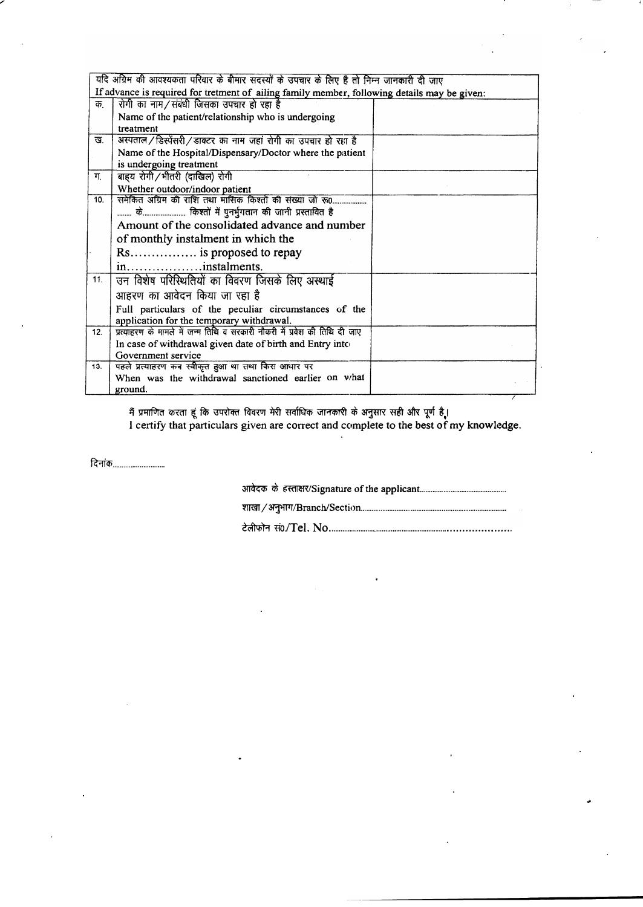| यदि अग्रिम की आवश्यकता परिवार के बीमार सदस्यों के उपचार के लिए है तो निम्न जानकारी दी जाए<br>If advance is required for tretment of ailing family member, following details may be given: | | |
|---|---|---|
| क. | रोगी का नाम / संबंधी जिसका उपचार हो रहा है<br>Name of the patient/relationship who is undergoing treatment | |
| ख. | अस्पताल / डिस्पेंसरी / डाक्टर का नाम जहां रोगी का उपचार हो रहा है<br>Name of the Hospital/Dispensary/Doctor where the patient is undergoing treatment | |
| ग. | बाह्य रोगी / भीतरी (दाखिल) रोगी<br>Whether outdoor/indoor patient | |
| 10. | समेकित अग्रिम की राशि तथा मासिक किश्तों की संख्या जो रू0.................. ........ के....................... किश्तों में पुनर्भुगतान की जानी प्रस्तावित है<br>Amount of the consolidated advance and number of monthly instalment in which the Rs................ is proposed to repay in..................instalments. | |
| 11. | उन विशेष परिस्थितियों का विवरण जिसके लिए अस्थाई आहरण का आवेदन किया जा रहा है<br>Full particulars of the peculiar circumstances of the application for the temporary withdrawal. | |
| 12. | प्रत्याहरण के मामले में जन्म तिथि व सरकारी नौकरी में प्रवेश की तिथि दी जाए<br>In case of withdrawal given date of birth and Entry into Government service | |
| 13. | पहले प्रत्याहरण कब स्वीकृत हुआ था तथा किस आधार पर<br>When was the withdrawal sanctioned earlier on what ground. | |

मैं प्रमाणित करता हूं कि उपरोक्त विवरण मेरी सर्वाधिक जानकारी के अनुसार सही और पूर्ण है।
I certify that particulars given are correct and complete to the best of my knowledge.

दिनांक.............................

आवेदक के हस्ताक्षर/Signature of the applicant.............................................

शाखा / अनुभाग/Branch/Section..............................................................................

टेलीफोन सं0/Tel. No.......................................................................................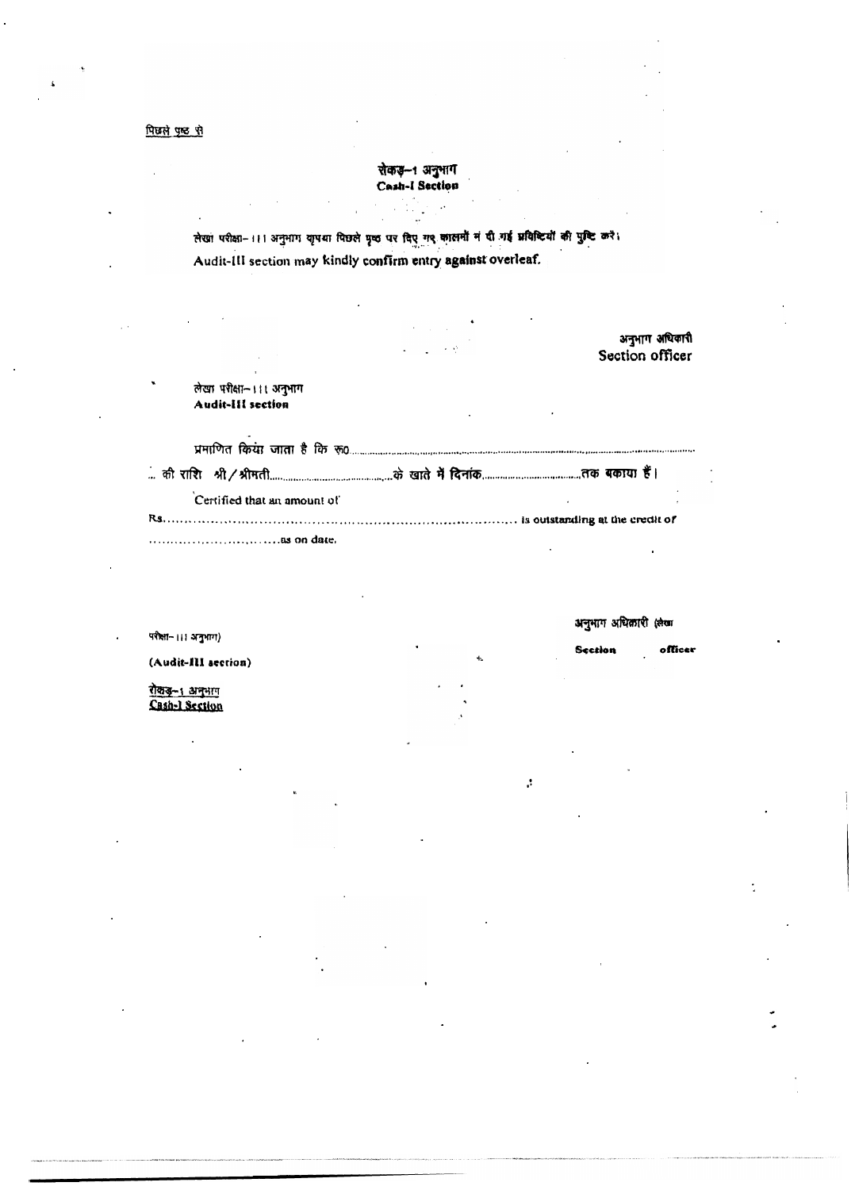पिछले पृष्ठ से

## रोकड़–1 अनुभाग
## Cash-I Section

लेखा परीक्षा–III अनुभाग कृपया पिछले पृष्ठ पर दिए गए कालमों में दी गई प्रविष्टियों की पुष्टि करें।
Audit-III section may kindly confirm entry against overleaf.

अनुभाग अधिकारी
Section officer

लेखा परीक्षा–III अनुभाग
**Audit-III section**

प्रमाणित किया जाता है कि रू0..........................................................................................................
... की राशि श्री / श्रीमती........................................के खाते में दिनांक....................................तक बकाया हैं।

Certified that an amount of
Rs.................................................................................. is outstanding at the credit of
..............................as on date.

परीक्षा–III अनुभाग)

**(Audit-III section)**

अनुभाग अधिकारी (लेखा
**Section officer**

रोकड़–1 अनुभाग
**Cash-I Section**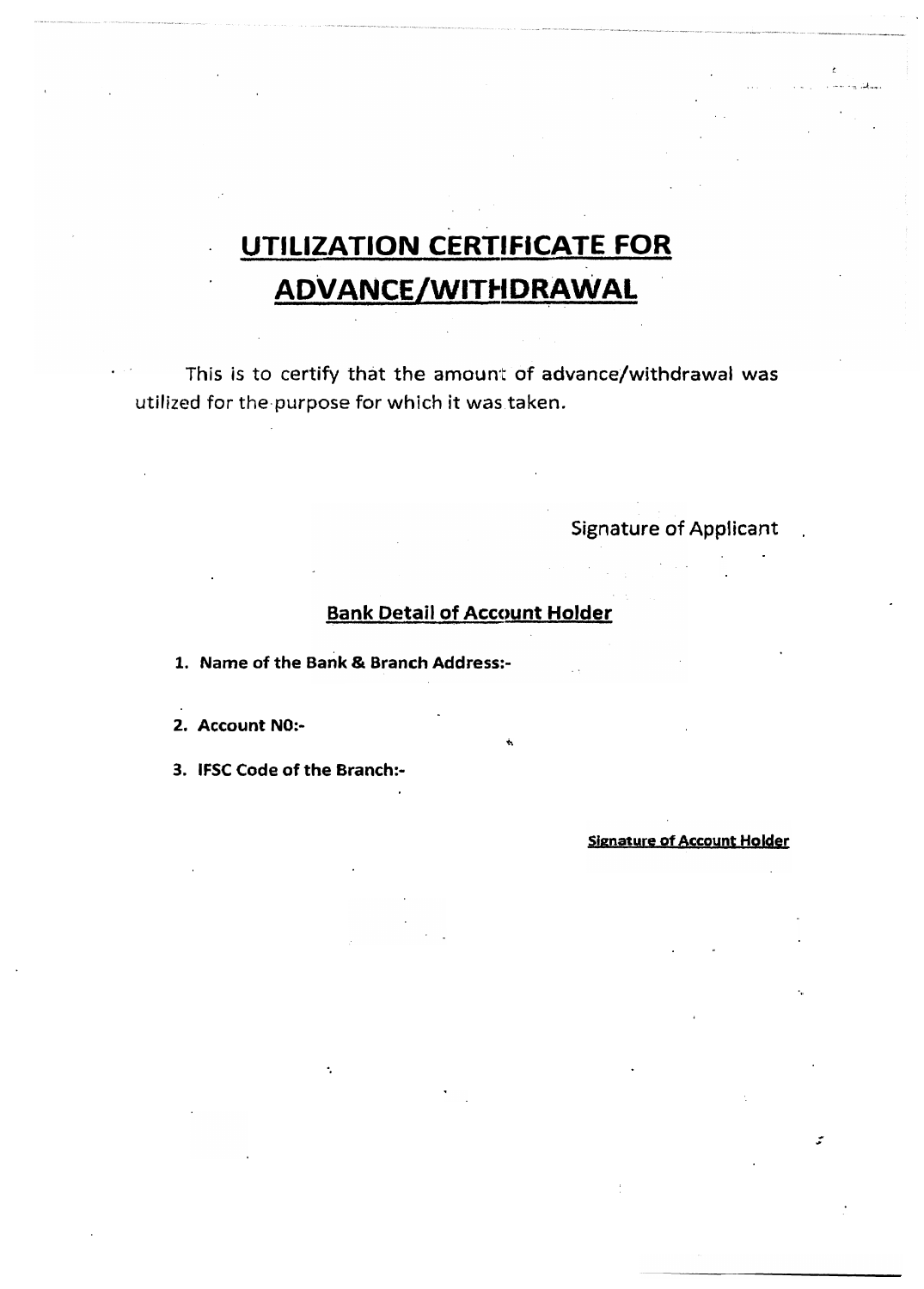# UTILIZATION CERTIFICATE FOR ADVANCE/WITHDRAWAL

This is to certify that the amount of advance/withdrawal was utilized for the purpose for which it was taken.

Signature of Applicant

## Bank Detail of Account Holder

1. **Name of the Bank & Branch Address:-**
2. **Account N0:-**
3. **IFSC Code of the Branch:-**

**Signature of Account Holder**